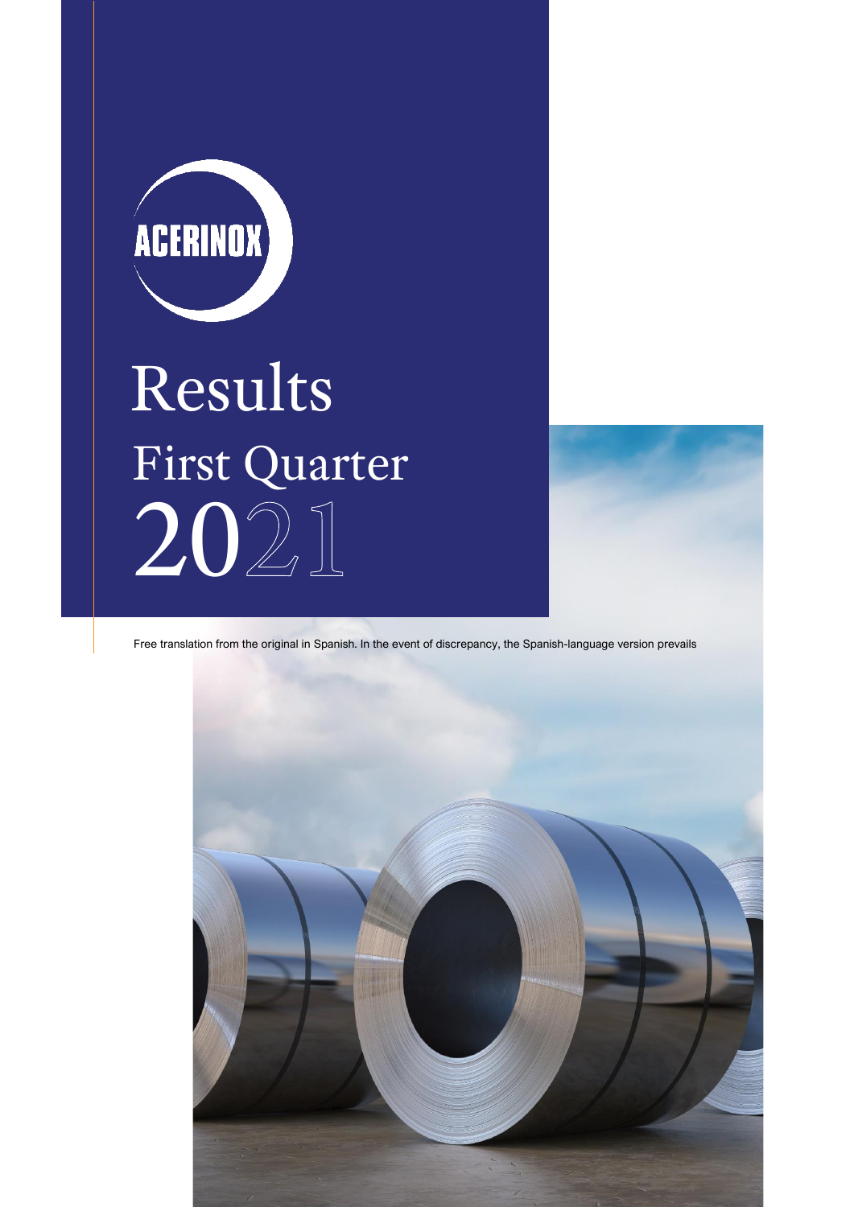ACERINOX

# Results

## First Quarter 2021

Free translation from the original in Spanish. In the event of discrepancy, the Spanish-language version prevails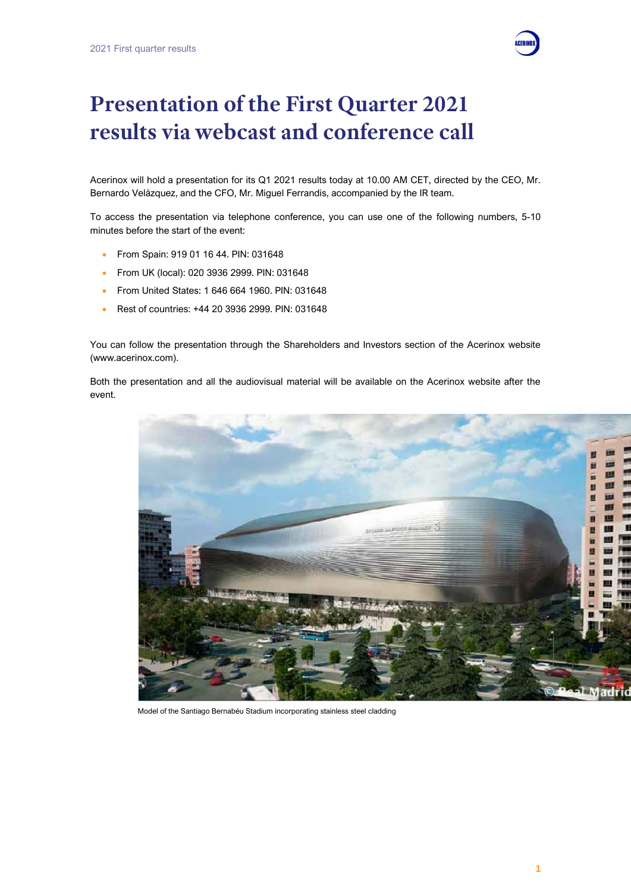# Presentation of the First Quarter 2021 results via webcast and conference call

Acerinox will hold a presentation for its Q1 2021 results today at 10.00 AM CET, directed by the CEO, Mr. Bernardo Velázquez, and the CFO, Mr. Miguel Ferrandis, accompanied by the IR team.

To access the presentation via telephone conference, you can use one of the following numbers, 5-10 minutes before the start of the event:

- From Spain: 919 01 16 44. PIN: 031648
- From UK (local): 020 3936 2999. PIN: 031648
- From United States: 1 646 664 1960. PIN: 031648
- Rest of countries: +44 20 3936 2999. PIN: 031648

You can follow the presentation through the Shareholders and Investors section of the Acerinox website (www.acerinox.com).

Both the presentation and all the audiovisual material will be available on the Acerinox website after the event.

Model of the Santiago Bernabéu Stadium incorporating stainless steel cladding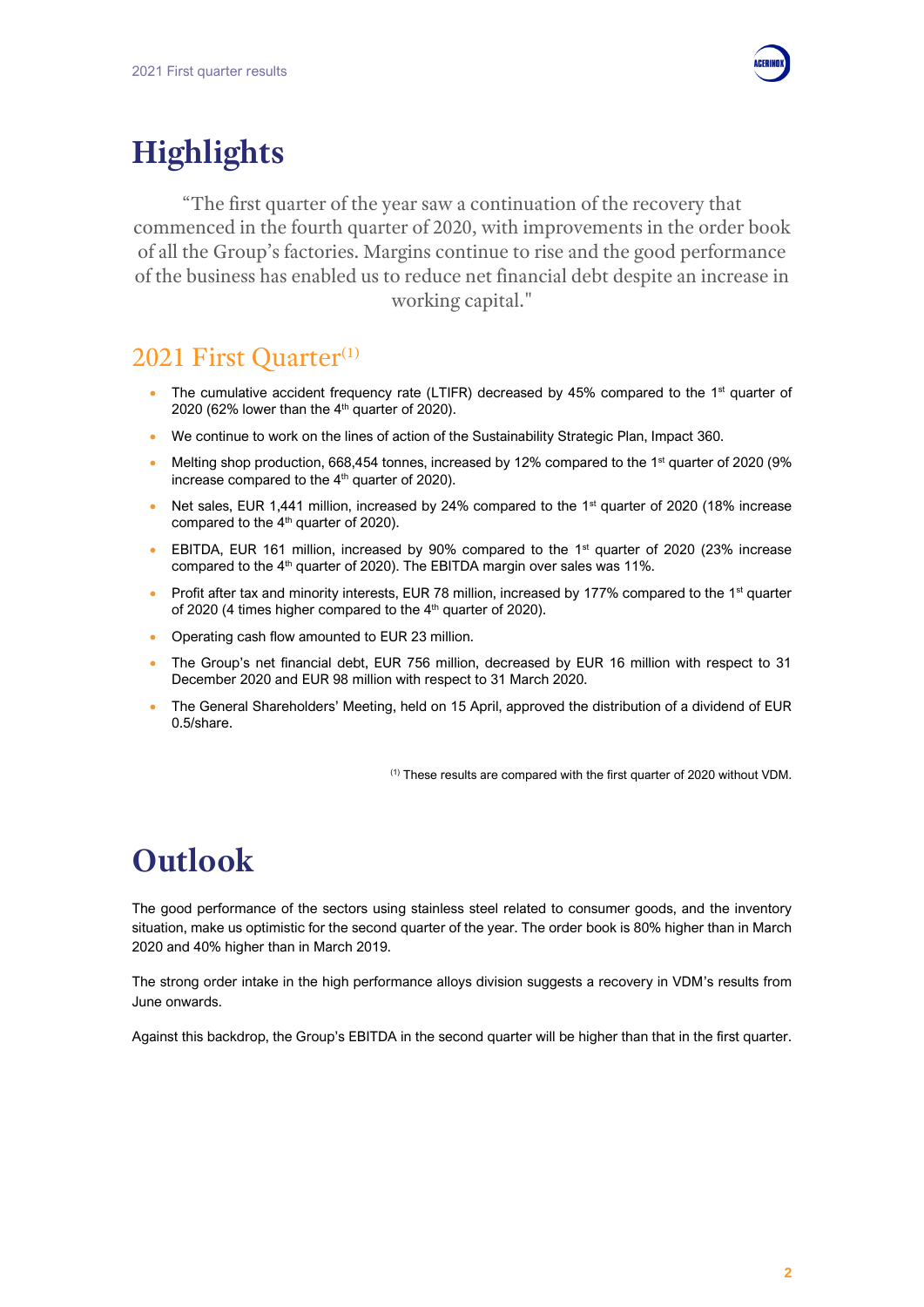# Highlights

"The first quarter of the year saw a continuation of the recovery that commenced in the fourth quarter of 2020, with improvements in the order book of all the Group's factories. Margins continue to rise and the good performance of the business has enabled us to reduce net financial debt despite an increase in working capital."

## 2021 First Quarter[(1)]

- The cumulative accident frequency rate (LTIFR) decreased by 45% compared to the 1st quarter of 2020 (62% lower than the 4th quarter of 2020).
- We continue to work on the lines of action of the Sustainability Strategic Plan, Impact 360.
- Melting shop production, 668,454 tonnes, increased by 12% compared to the 1st quarter of 2020 (9% increase compared to the 4th quarter of 2020).
- Net sales, EUR 1,441 million, increased by 24% compared to the 1st quarter of 2020 (18% increase compared to the 4th quarter of 2020).
- EBITDA, EUR 161 million, increased by 90% compared to the 1st quarter of 2020 (23% increase compared to the 4th quarter of 2020). The EBITDA margin over sales was 11%.
- Profit after tax and minority interests, EUR 78 million, increased by 177% compared to the 1st quarter of 2020 (4 times higher compared to the 4th quarter of 2020).
- Operating cash flow amounted to EUR 23 million.
- The Group's net financial debt, EUR 756 million, decreased by EUR 16 million with respect to 31 December 2020 and EUR 98 million with respect to 31 March 2020.
- The General Shareholders' Meeting, held on 15 April, approved the distribution of a dividend of EUR 0.5/share.

[(1)] These results are compared with the first quarter of 2020 without VDM.

# Outlook

The good performance of the sectors using stainless steel related to consumer goods, and the inventory situation, make us optimistic for the second quarter of the year. The order book is 80% higher than in March 2020 and 40% higher than in March 2019.

The strong order intake in the high performance alloys division suggests a recovery in VDM's results from June onwards.

Against this backdrop, the Group's EBITDA in the second quarter will be higher than that in the first quarter.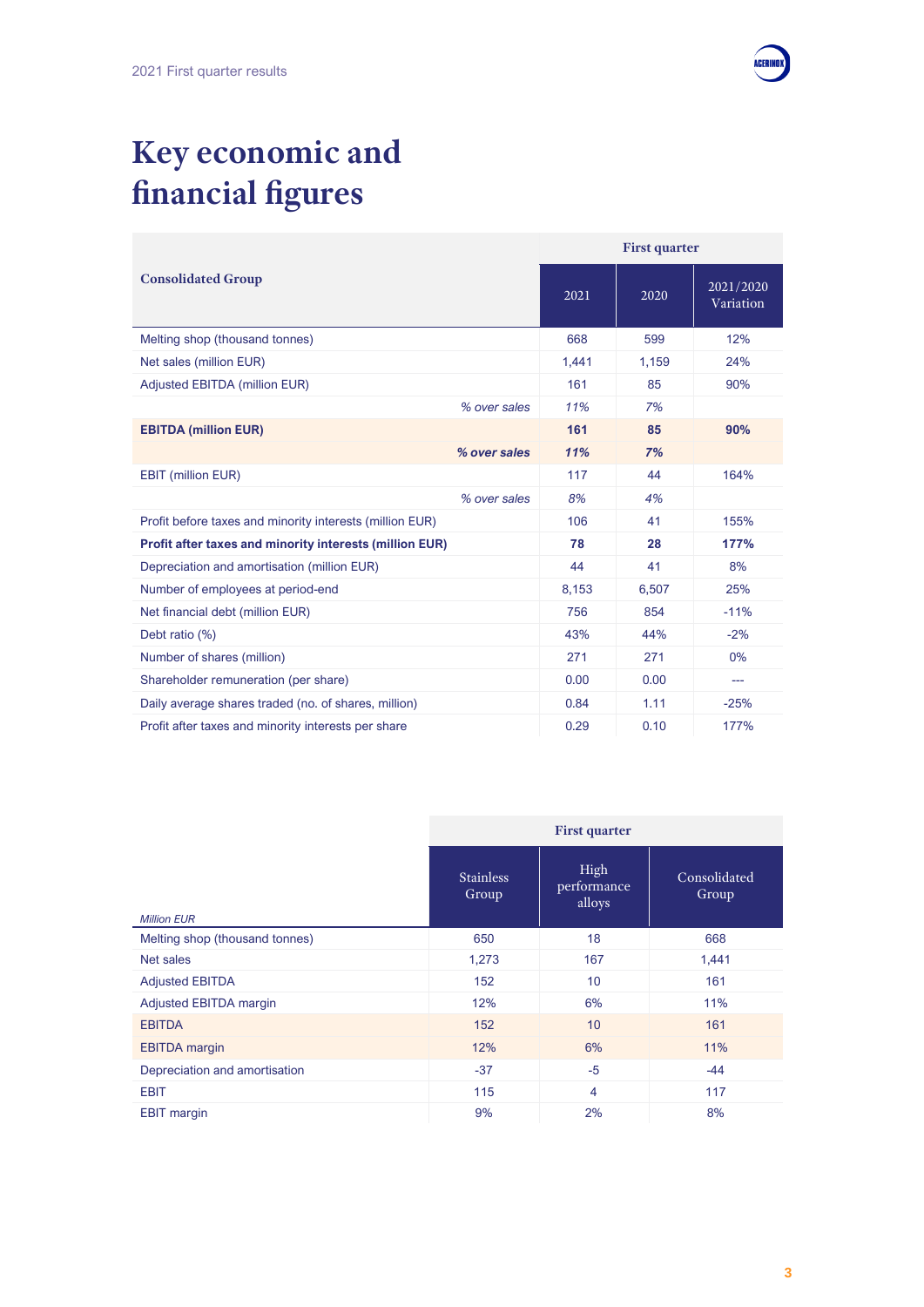# Key economic and financial figures

| Consolidated Group | First quarter | | |
|---|---|---|---|
| | 2021 | 2020 | 2021/2020 Variation |
| Melting shop (thousand tonnes) | 668 | 599 | 12% |
| Net sales (million EUR) | 1,441 | 1,159 | 24% |
| Adjusted EBITDA (million EUR) | 161 | 85 | 90% |
| *% over sales* | *11%* | *7%* | |
| **EBITDA (million EUR)** | **161** | **85** | **90%** |
| ***% over sales*** | ***11%*** | ***7%*** | |
| EBIT (million EUR) | 117 | 44 | 164% |
| *% over sales* | *8%* | *4%* | |
| Profit before taxes and minority interests (million EUR) | 106 | 41 | 155% |
| **Profit after taxes and minority interests (million EUR)** | **78** | **28** | **177%** |
| Depreciation and amortisation (million EUR) | 44 | 41 | 8% |
| Number of employees at period-end | 8,153 | 6,507 | 25% |
| Net financial debt (million EUR) | 756 | 854 | -11% |
| Debt ratio (%) | 43% | 44% | -2% |
| Number of shares (million) | 271 | 271 | 0% |
| Shareholder remuneration (per share) | 0.00 | 0.00 | --- |
| Daily average shares traded (no. of shares, million) | 0.84 | 1.11 | -25% |
| Profit after taxes and minority interests per share | 0.29 | 0.10 | 177% |

| *Million EUR* | First quarter | | |
|---|---|---|---|
| | Stainless Group | High performance alloys | Consolidated Group |
| Melting shop (thousand tonnes) | 650 | 18 | 668 |
| Net sales | 1,273 | 167 | 1,441 |
| Adjusted EBITDA | 152 | 10 | 161 |
| Adjusted EBITDA margin | 12% | 6% | 11% |
| EBITDA | 152 | 10 | 161 |
| EBITDA margin | 12% | 6% | 11% |
| Depreciation and amortisation | -37 | -5 | -44 |
| EBIT | 115 | 4 | 117 |
| EBIT margin | 9% | 2% | 8% |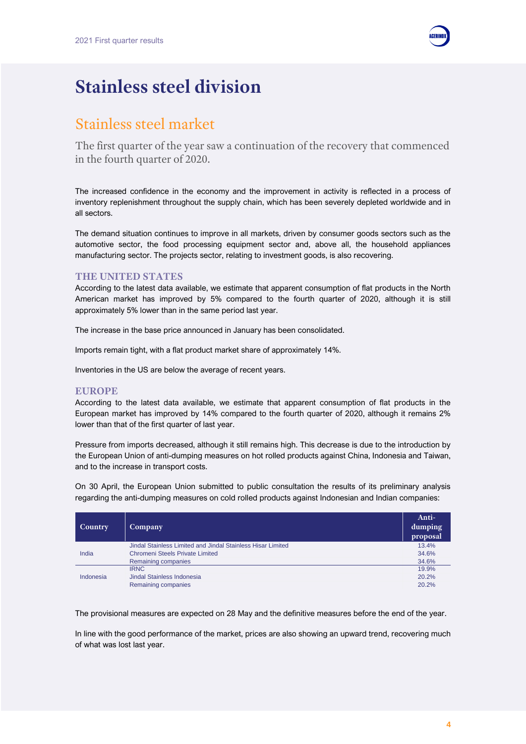# Stainless steel division

## Stainless steel market

The first quarter of the year saw a continuation of the recovery that commenced in the fourth quarter of 2020.

The increased confidence in the economy and the improvement in activity is reflected in a process of inventory replenishment throughout the supply chain, which has been severely depleted worldwide and in all sectors.

The demand situation continues to improve in all markets, driven by consumer goods sectors such as the automotive sector, the food processing equipment sector and, above all, the household appliances manufacturing sector. The projects sector, relating to investment goods, is also recovering.

### THE UNITED STATES

According to the latest data available, we estimate that apparent consumption of flat products in the North American market has improved by 5% compared to the fourth quarter of 2020, although it is still approximately 5% lower than in the same period last year.

The increase in the base price announced in January has been consolidated.

Imports remain tight, with a flat product market share of approximately 14%.

Inventories in the US are below the average of recent years.

### EUROPE

According to the latest data available, we estimate that apparent consumption of flat products in the European market has improved by 14% compared to the fourth quarter of 2020, although it remains 2% lower than that of the first quarter of last year.

Pressure from imports decreased, although it still remains high. This decrease is due to the introduction by the European Union of anti-dumping measures on hot rolled products against China, Indonesia and Taiwan, and to the increase in transport costs.

On 30 April, the European Union submitted to public consultation the results of its preliminary analysis regarding the anti-dumping measures on cold rolled products against Indonesian and Indian companies:

| Country | Company | Anti-dumping proposal |
|---|---|---|
| India | Jindal Stainless Limited and Jindal Stainless Hisar Limited | 13.4% |
| | Chromeni Steels Private Limited | 34.6% |
| | Remaining companies | 34.6% |
| Indonesia | IRNC | 19.9% |
| | Jindal Stainless Indonesia | 20.2% |
| | Remaining companies | 20.2% |

The provisional measures are expected on 28 May and the definitive measures before the end of the year.

In line with the good performance of the market, prices are also showing an upward trend, recovering much of what was lost last year.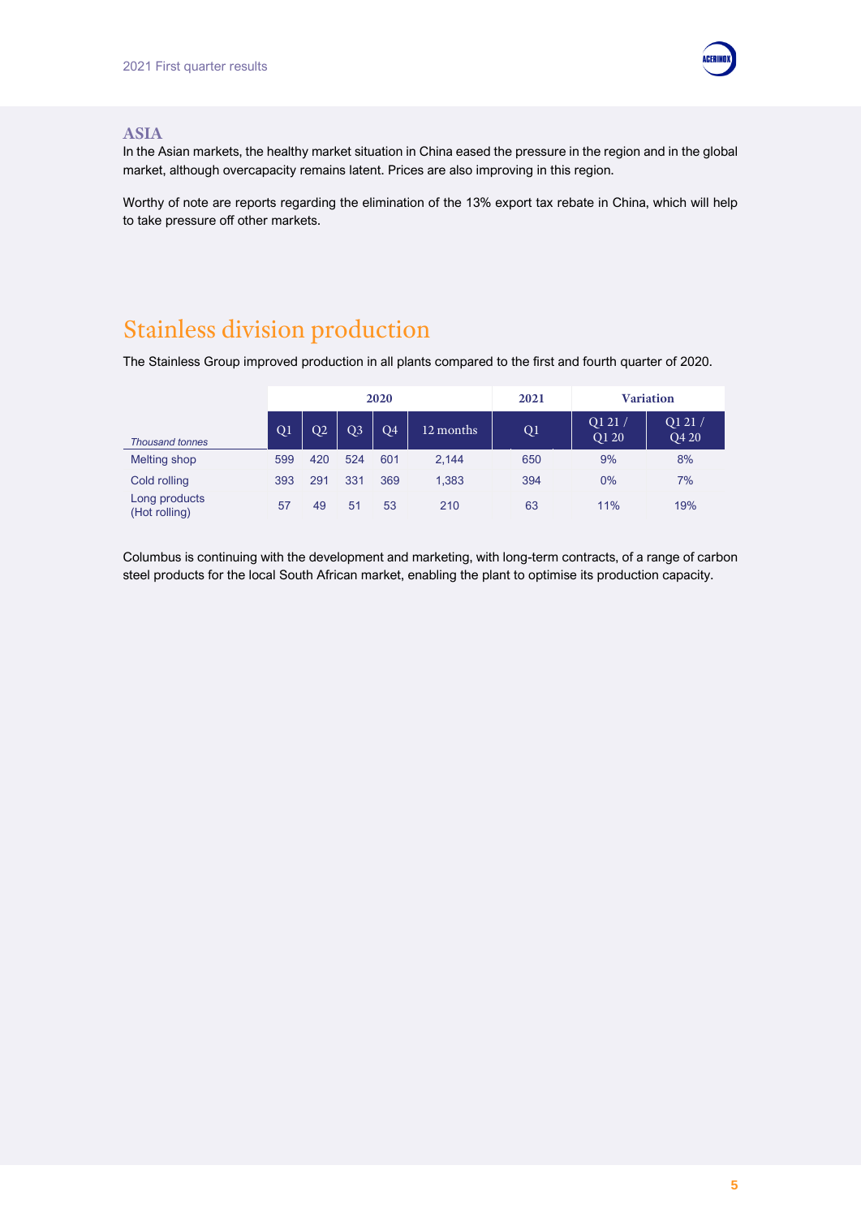## ASIA

In the Asian markets, the healthy market situation in China eased the pressure in the region and in the global market, although overcapacity remains latent. Prices are also improving in this region.

Worthy of note are reports regarding the elimination of the 13% export tax rebate in China, which will help to take pressure off other markets.

# Stainless division production

The Stainless Group improved production in all plants compared to the first and fourth quarter of 2020.

| | 2020 | | | | | 2021 | Variation | |
|---|---|---|---|---|---|---|---|---|
| *Thousand tonnes* | Q1 | Q2 | Q3 | Q4 | 12 months | Q1 | Q1 21 / Q1 20 | Q1 21 / Q4 20 |
| Melting shop | 599 | 420 | 524 | 601 | 2,144 | 650 | 9% | 8% |
| Cold rolling | 393 | 291 | 331 | 369 | 1,383 | 394 | 0% | 7% |
| Long products (Hot rolling) | 57 | 49 | 51 | 53 | 210 | 63 | 11% | 19% |

Columbus is continuing with the development and marketing, with long-term contracts, of a range of carbon steel products for the local South African market, enabling the plant to optimise its production capacity.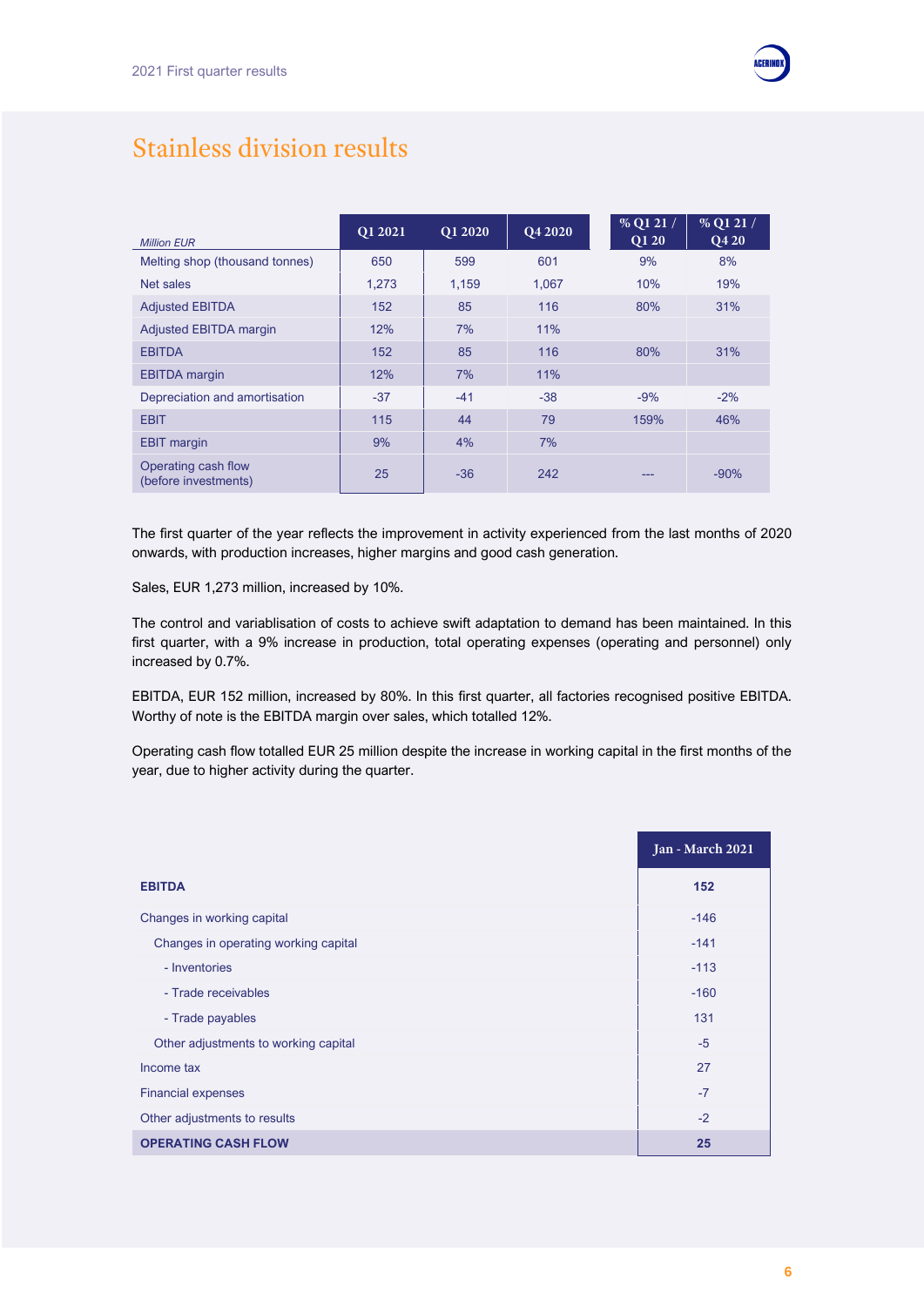# Stainless division results

| *Million EUR* | Q1 2021 | Q1 2020 | Q4 2020 | % Q1 21 / Q1 20 | % Q1 21 / Q4 20 |
|---|---|---|---|---|---|
| Melting shop (thousand tonnes) | 650 | 599 | 601 | 9% | 8% |
| Net sales | 1,273 | 1,159 | 1,067 | 10% | 19% |
| Adjusted EBITDA | 152 | 85 | 116 | 80% | 31% |
| Adjusted EBITDA margin | 12% | 7% | 11% | | |
| EBITDA | 152 | 85 | 116 | 80% | 31% |
| EBITDA margin | 12% | 7% | 11% | | |
| Depreciation and amortisation | -37 | -41 | -38 | -9% | -2% |
| EBIT | 115 | 44 | 79 | 159% | 46% |
| EBIT margin | 9% | 4% | 7% | | |
| Operating cash flow (before investments) | 25 | -36 | 242 | --- | -90% |

The first quarter of the year reflects the improvement in activity experienced from the last months of 2020 onwards, with production increases, higher margins and good cash generation.

Sales, EUR 1,273 million, increased by 10%.

The control and variablisation of costs to achieve swift adaptation to demand has been maintained. In this first quarter, with a 9% increase in production, total operating expenses (operating and personnel) only increased by 0.7%.

EBITDA, EUR 152 million, increased by 80%. In this first quarter, all factories recognised positive EBITDA. Worthy of note is the EBITDA margin over sales, which totalled 12%.

Operating cash flow totalled EUR 25 million despite the increase in working capital in the first months of the year, due to higher activity during the quarter.

| | Jan - March 2021 |
|---|---|
| **EBITDA** | **152** |
| Changes in working capital | -146 |
| Changes in operating working capital | -141 |
| - Inventories | -113 |
| - Trade receivables | -160 |
| - Trade payables | 131 |
| Other adjustments to working capital | -5 |
| Income tax | 27 |
| Financial expenses | -7 |
| Other adjustments to results | -2 |
| **OPERATING CASH FLOW** | **25** |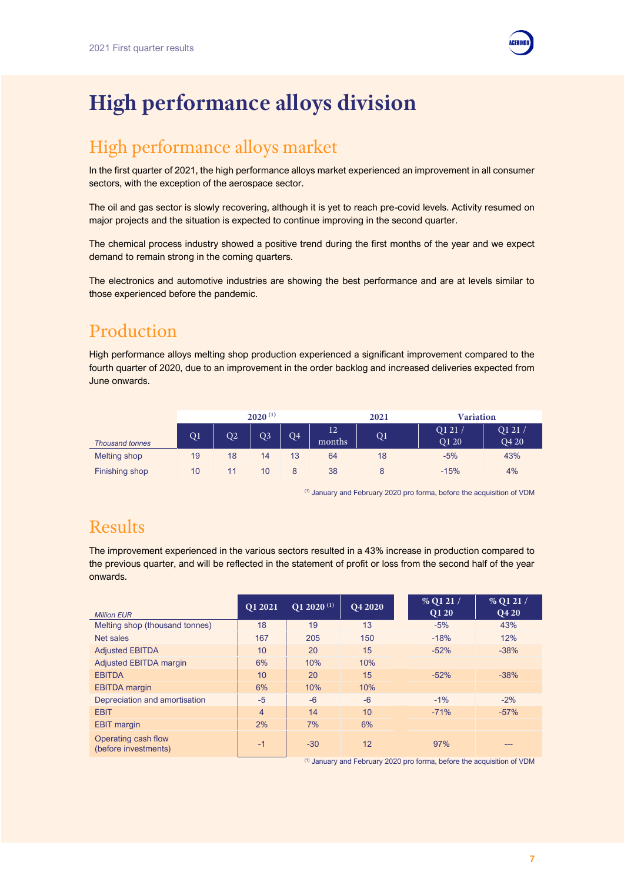# High performance alloys division

## High performance alloys market

In the first quarter of 2021, the high performance alloys market experienced an improvement in all consumer sectors, with the exception of the aerospace sector.

The oil and gas sector is slowly recovering, although it is yet to reach pre-covid levels. Activity resumed on major projects and the situation is expected to continue improving in the second quarter.

The chemical process industry showed a positive trend during the first months of the year and we expect demand to remain strong in the coming quarters.

The electronics and automotive industries are showing the best performance and are at levels similar to those experienced before the pandemic.

## Production

High performance alloys melting shop production experienced a significant improvement compared to the fourth quarter of 2020, due to an improvement in the order backlog and increased deliveries expected from June onwards.

| | 2020 [1] | | | | | 2021 | Variation | |
|---|---|---|---|---|---|---|---|---|
| *Thousand tonnes* | Q1 | Q2 | Q3 | Q4 | 12 months | Q1 | Q1 21 / Q1 20 | Q1 21 / Q4 20 |
| Melting shop | 19 | 18 | 14 | 13 | 64 | 18 | -5% | 43% |
| Finishing shop | 10 | 11 | 10 | 8 | 38 | 8 | -15% | 4% |

[1] January and February 2020 pro forma, before the acquisition of VDM

## Results

The improvement experienced in the various sectors resulted in a 43% increase in production compared to the previous quarter, and will be reflected in the statement of profit or loss from the second half of the year onwards.

| *Million EUR* | Q1 2021 | Q1 2020 [1] | Q4 2020 | % Q1 21 / Q1 20 | % Q1 21 / Q4 20 |
|---|---|---|---|---|---|
| Melting shop (thousand tonnes) | 18 | 19 | 13 | -5% | 43% |
| Net sales | 167 | 205 | 150 | -18% | 12% |
| Adjusted EBITDA | 10 | 20 | 15 | -52% | -38% |
| Adjusted EBITDA margin | 6% | 10% | 10% | | |
| EBITDA | 10 | 20 | 15 | -52% | -38% |
| EBITDA margin | 6% | 10% | 10% | | |
| Depreciation and amortisation | -5 | -6 | -6 | -1% | -2% |
| EBIT | 4 | 14 | 10 | -71% | -57% |
| EBIT margin | 2% | 7% | 6% | | |
| Operating cash flow (before investments) | -1 | -30 | 12 | 97% | --- |

[1] January and February 2020 pro forma, before the acquisition of VDM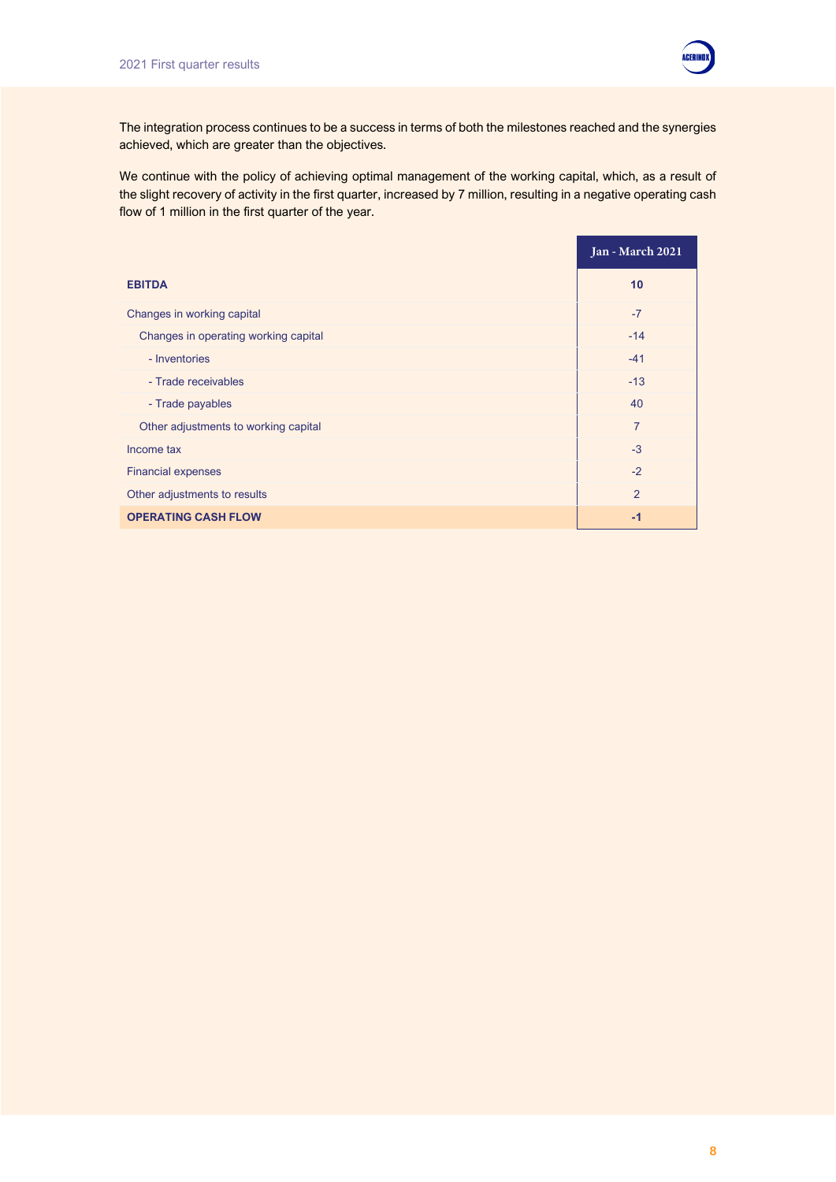The integration process continues to be a success in terms of both the milestones reached and the synergies achieved, which are greater than the objectives.

We continue with the policy of achieving optimal management of the working capital, which, as a result of the slight recovery of activity in the first quarter, increased by 7 million, resulting in a negative operating cash flow of 1 million in the first quarter of the year.

| | Jan - March 2021 |
|---|---|
| **EBITDA** | **10** |
| Changes in working capital | -7 |
| Changes in operating working capital | -14 |
| - Inventories | -41 |
| - Trade receivables | -13 |
| - Trade payables | 40 |
| Other adjustments to working capital | 7 |
| Income tax | -3 |
| Financial expenses | -2 |
| Other adjustments to results | 2 |
| **OPERATING CASH FLOW** | **-1** |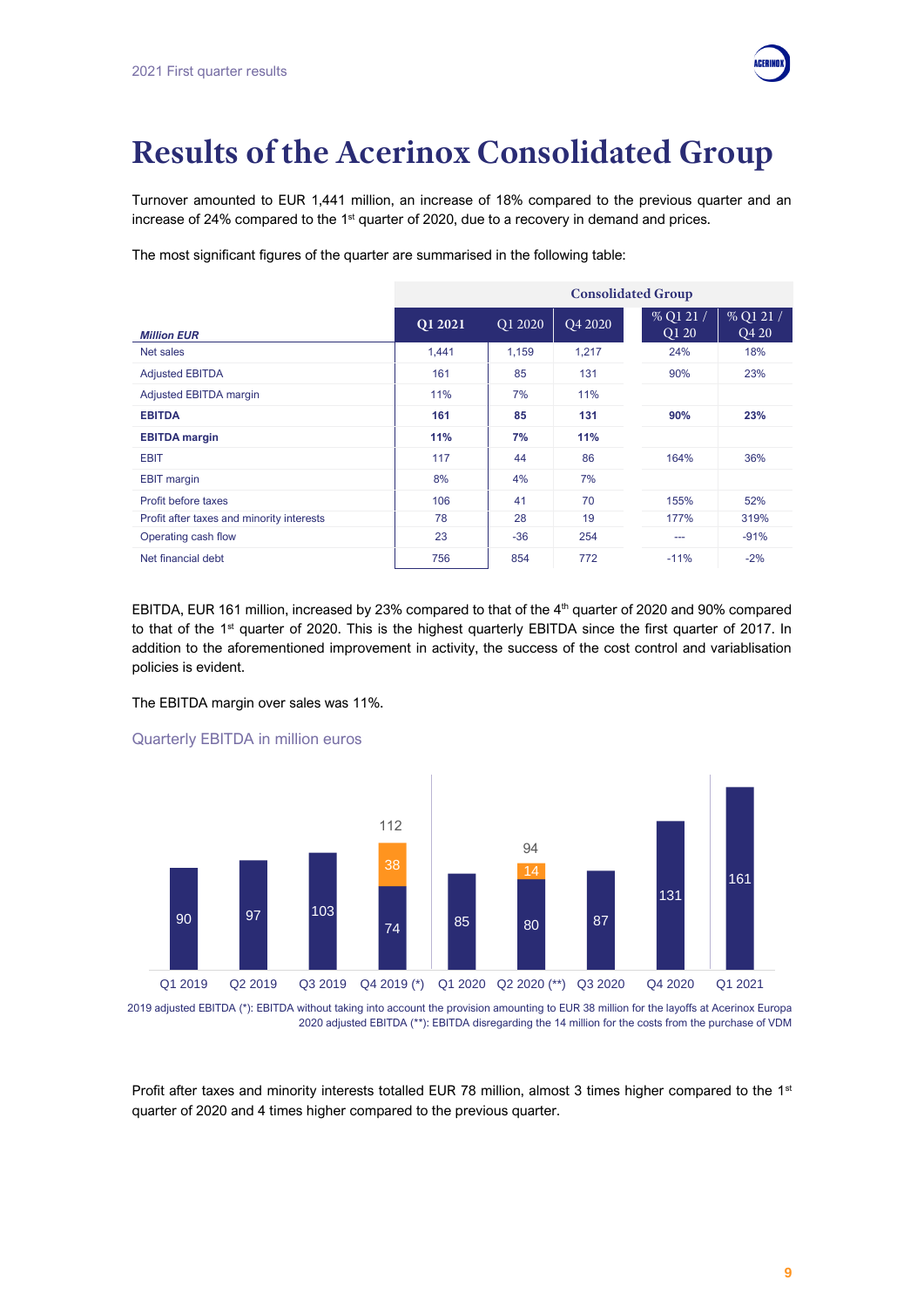# Results of the Acerinox Consolidated Group

Turnover amounted to EUR 1,441 million, an increase of 18% compared to the previous quarter and an increase of 24% compared to the 1st quarter of 2020, due to a recovery in demand and prices.

The most significant figures of the quarter are summarised in the following table:

| | Consolidated Group | | | | |
|---|---|---|---|---|---|
| *Million EUR* | Q1 2021 | Q1 2020 | Q4 2020 | % Q1 21 / Q1 20 | % Q1 21 / Q4 20 |
| Net sales | 1,441 | 1,159 | 1,217 | 24% | 18% |
| Adjusted EBITDA | 161 | 85 | 131 | 90% | 23% |
| Adjusted EBITDA margin | 11% | 7% | 11% | | |
| **EBITDA** | **161** | **85** | **131** | **90%** | **23%** |
| **EBITDA margin** | **11%** | **7%** | **11%** | | |
| EBIT | 117 | 44 | 86 | 164% | 36% |
| EBIT margin | 8% | 4% | 7% | | |
| Profit before taxes | 106 | 41 | 70 | 155% | 52% |
| Profit after taxes and minority interests | 78 | 28 | 19 | 177% | 319% |
| Operating cash flow | 23 | -36 | 254 | --- | -91% |
| Net financial debt | 756 | 854 | 772 | -11% | -2% |

EBITDA, EUR 161 million, increased by 23% compared to that of the 4th quarter of 2020 and 90% compared to that of the 1st quarter of 2020. This is the highest quarterly EBITDA since the first quarter of 2017. In addition to the aforementioned improvement in activity, the success of the cost control and variablisation policies is evident.

The EBITDA margin over sales was 11%.

Quarterly EBITDA in million euros

| Quarter | EBITDA | Adjustment | Total |
|---|---|---|---|
| Q1 2019 | 90 | | |
| Q2 2019 | 97 | | |
| Q3 2019 | 103 | | |
| Q4 2019 (*) | 74 | 38 | 112 |
| Q1 2020 | 85 | | |
| Q2 2020 (**) | 80 | 14 | 94 |
| Q3 2020 | 87 | | |
| Q4 2020 | 131 | | |
| Q1 2021 | 161 | | |

2019 adjusted EBITDA (*): EBITDA without taking into account the provision amounting to EUR 38 million for the layoffs at Acerinox Europa
2020 adjusted EBITDA (**): EBITDA disregarding the 14 million for the costs from the purchase of VDM

Profit after taxes and minority interests totalled EUR 78 million, almost 3 times higher compared to the 1st quarter of 2020 and 4 times higher compared to the previous quarter.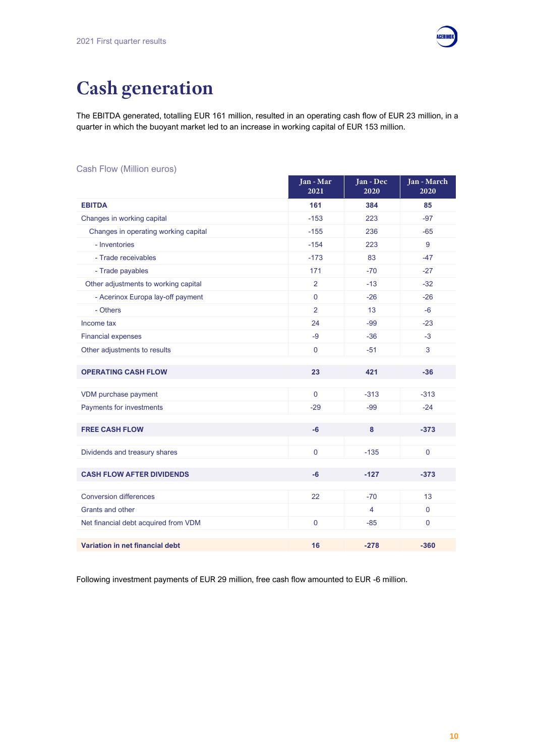# Cash generation

The EBITDA generated, totalling EUR 161 million, resulted in an operating cash flow of EUR 23 million, in a quarter in which the buoyant market led to an increase in working capital of EUR 153 million.

Cash Flow (Million euros)

| | Jan - Mar 2021 | Jan - Dec 2020 | Jan - March 2020 |
|---|---|---|---|
| **EBITDA** | **161** | **384** | **85** |
| Changes in working capital | -153 | 223 | -97 |
| Changes in operating working capital | -155 | 236 | -65 |
| - Inventories | -154 | 223 | 9 |
| - Trade receivables | -173 | 83 | -47 |
| - Trade payables | 171 | -70 | -27 |
| Other adjustments to working capital | 2 | -13 | -32 |
| - Acerinox Europa lay-off payment | 0 | -26 | -26 |
| - Others | 2 | 13 | -6 |
| Income tax | 24 | -99 | -23 |
| Financial expenses | -9 | -36 | -3 |
| Other adjustments to results | 0 | -51 | 3 |
| **OPERATING CASH FLOW** | **23** | **421** | **-36** |
| VDM purchase payment | 0 | -313 | -313 |
| Payments for investments | -29 | -99 | -24 |
| **FREE CASH FLOW** | **-6** | **8** | **-373** |
| Dividends and treasury shares | 0 | -135 | 0 |
| **CASH FLOW AFTER DIVIDENDS** | **-6** | **-127** | **-373** |
| Conversion differences | 22 | -70 | 13 |
| Grants and other | | 4 | 0 |
| Net financial debt acquired from VDM | 0 | -85 | 0 |
| **Variation in net financial debt** | **16** | **-278** | **-360** |

Following investment payments of EUR 29 million, free cash flow amounted to EUR -6 million.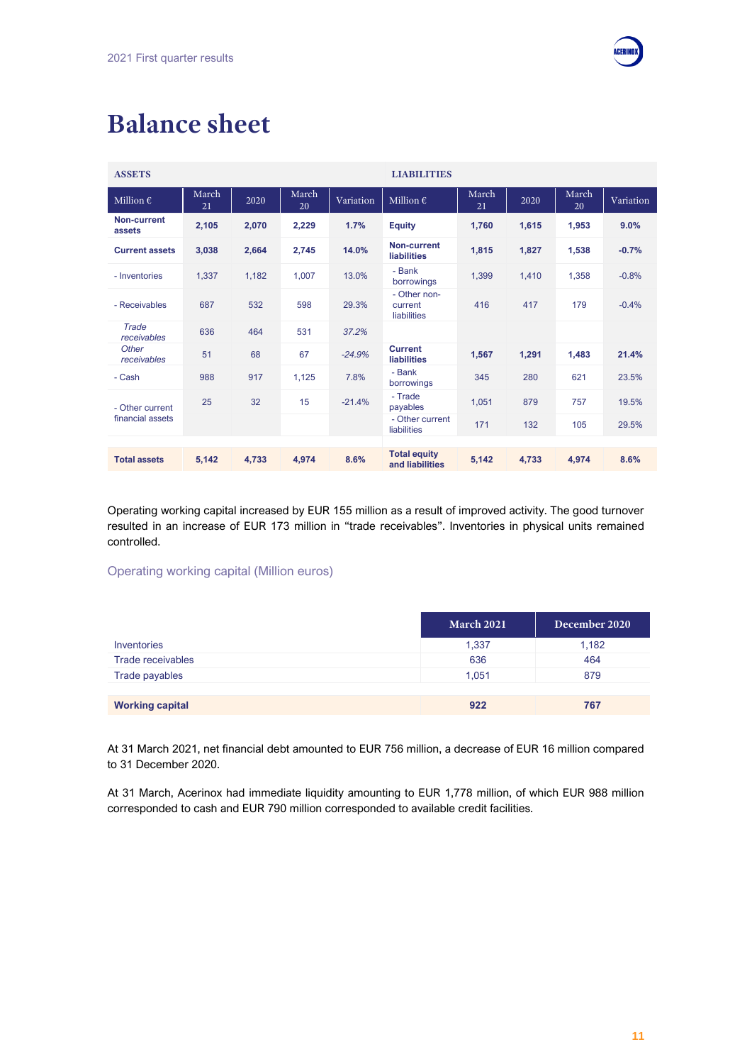# Balance sheet

| ASSETS | | | | | LIABILITIES | | | | |
|---|---|---|---|---|---|---|---|---|---|
| Million € | March 21 | 2020 | March 20 | Variation | Million € | March 21 | 2020 | March 20 | Variation |
| **Non-current assets** | **2,105** | **2,070** | **2,229** | **1.7%** | **Equity** | **1,760** | **1,615** | **1,953** | **9.0%** |
| **Current assets** | **3,038** | **2,664** | **2,745** | **14.0%** | **Non-current liabilities** | **1,815** | **1,827** | **1,538** | **-0.7%** |
| - Inventories | 1,337 | 1,182 | 1,007 | 13.0% | - Bank borrowings | 1,399 | 1,410 | 1,358 | -0.8% |
| - Receivables | 687 | 532 | 598 | 29.3% | - Other non-current liabilities | 416 | 417 | 179 | -0.4% |
| *Trade receivables* | 636 | 464 | 531 | *37.2%* | | | | | |
| *Other receivables* | 51 | 68 | 67 | *-24.9%* | **Current liabilities** | **1,567** | **1,291** | **1,483** | **21.4%** |
| - Cash | 988 | 917 | 1,125 | 7.8% | - Bank borrowings | 345 | 280 | 621 | 23.5% |
| - Other current financial assets | 25 | 32 | 15 | -21.4% | - Trade payables | 1,051 | 879 | 757 | 19.5% |
| | | | | | - Other current liabilities | 171 | 132 | 105 | 29.5% |
| **Total assets** | **5,142** | **4,733** | **4,974** | **8.6%** | **Total equity and liabilities** | **5,142** | **4,733** | **4,974** | **8.6%** |

Operating working capital increased by EUR 155 million as a result of improved activity. The good turnover resulted in an increase of EUR 173 million in "trade receivables". Inventories in physical units remained controlled.

## Operating working capital (Million euros)

| | March 2021 | December 2020 |
|---|---|---|
| Inventories | 1,337 | 1,182 |
| Trade receivables | 636 | 464 |
| Trade payables | 1,051 | 879 |
| **Working capital** | **922** | **767** |

At 31 March 2021, net financial debt amounted to EUR 756 million, a decrease of EUR 16 million compared to 31 December 2020.

At 31 March, Acerinox had immediate liquidity amounting to EUR 1,778 million, of which EUR 988 million corresponded to cash and EUR 790 million corresponded to available credit facilities.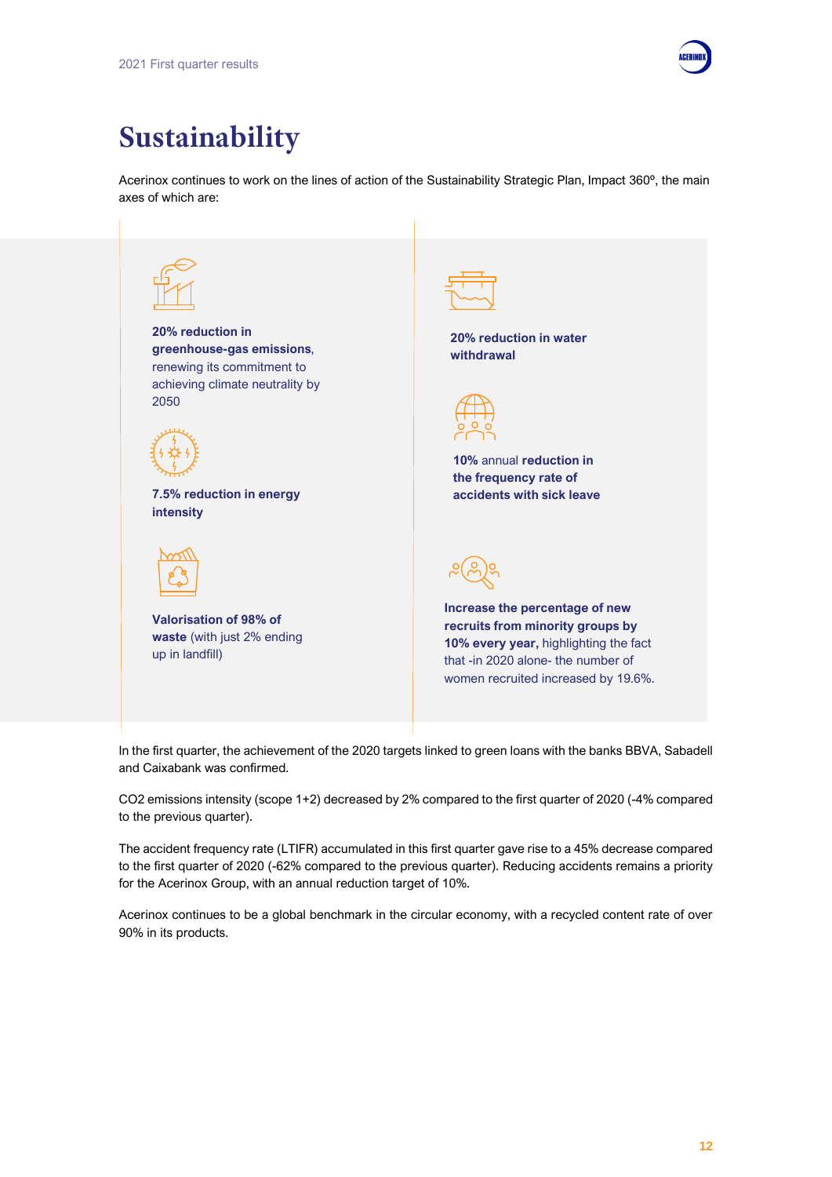// Acerinox 2021 Q1 results — page 13 of 15 (document d2e8954b8ea3)

# Sustainability

Acerinox continues to work on the lines of action of the Sustainability Strategic Plan, Impact 360º, the main axes of which are:

**20% reduction in greenhouse-gas emissions**, renewing its commitment to achieving climate neutrality by 2050

**7.5% reduction in energy intensity**

**Valorisation of 98% of waste** (with just 2% ending up in landfill)

**20% reduction in water withdrawal**

**10%** annual **reduction in the frequency rate of accidents with sick leave**

**Increase the percentage of new recruits from minority groups by 10% every year,** highlighting the fact that -in 2020 alone- the number of women recruited increased by 19.6%.

In the first quarter, the achievement of the 2020 targets linked to green loans with the banks BBVA, Sabadell and Caixabank was confirmed.

$CO_2$ emissions intensity (scope 1+2) decreased by 2% compared to the first quarter of 2020 (-4% compared to the previous quarter).

The accident frequency rate (LTIFR) accumulated in this first quarter gave rise to a 45% decrease compared to the first quarter of 2020 (-62% compared to the previous quarter). Reducing accidents remains a priority for the Acerinox Group, with an annual reduction target of 10%.

Acerinox continues to be a global benchmark in the circular economy, with a recycled content rate of over 90% in its products.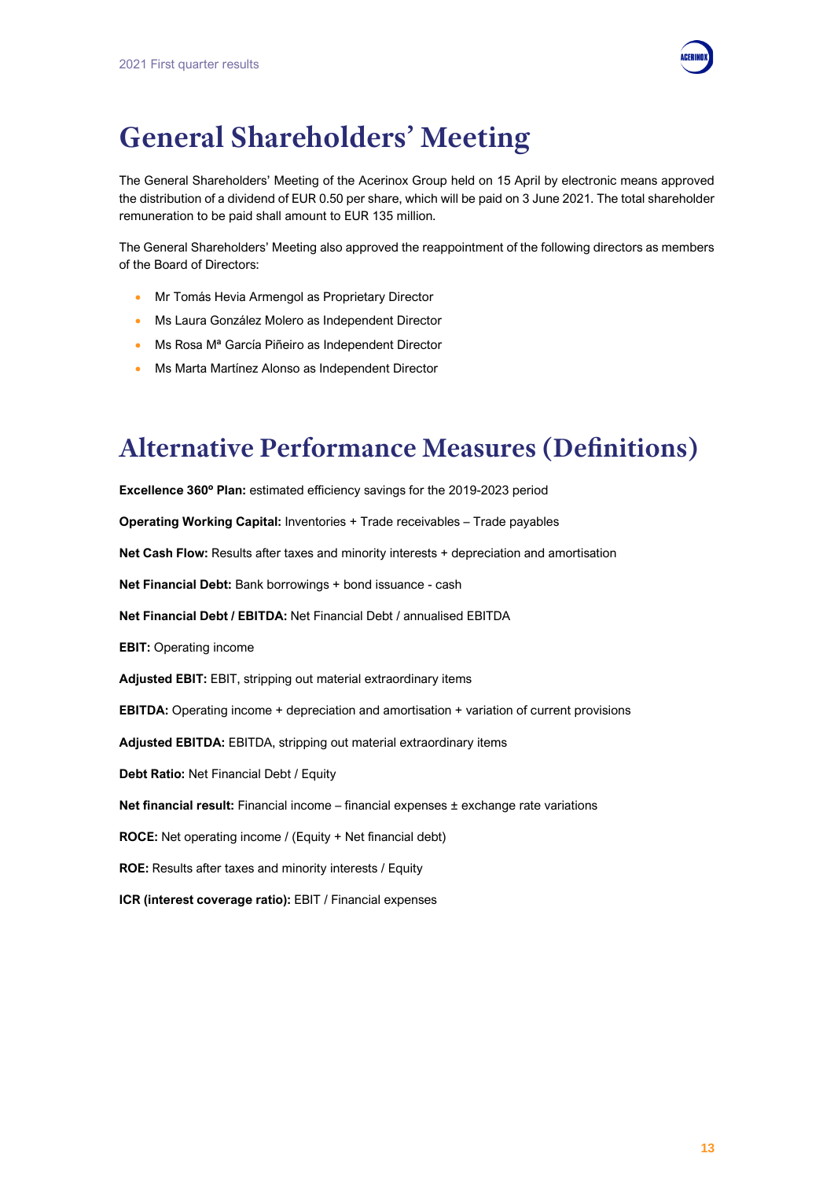# General Shareholders' Meeting

The General Shareholders' Meeting of the Acerinox Group held on 15 April by electronic means approved the distribution of a dividend of EUR 0.50 per share, which will be paid on 3 June 2021. The total shareholder remuneration to be paid shall amount to EUR 135 million.

The General Shareholders' Meeting also approved the reappointment of the following directors as members of the Board of Directors:

- Mr Tomás Hevia Armengol as Proprietary Director
- Ms Laura González Molero as Independent Director
- Ms Rosa Mª García Piñeiro as Independent Director
- Ms Marta Martínez Alonso as Independent Director

# Alternative Performance Measures (Definitions)

**Excellence 360º Plan:** estimated efficiency savings for the 2019-2023 period

**Operating Working Capital:** Inventories + Trade receivables – Trade payables

**Net Cash Flow:** Results after taxes and minority interests + depreciation and amortisation

**Net Financial Debt:** Bank borrowings + bond issuance - cash

**Net Financial Debt / EBITDA:** Net Financial Debt / annualised EBITDA

**EBIT:** Operating income

**Adjusted EBIT:** EBIT, stripping out material extraordinary items

**EBITDA:** Operating income + depreciation and amortisation + variation of current provisions

**Adjusted EBITDA:** EBITDA, stripping out material extraordinary items

**Debt Ratio:** Net Financial Debt / Equity

**Net financial result:** Financial income – financial expenses ± exchange rate variations

**ROCE:** Net operating income / (Equity + Net financial debt)

**ROE:** Results after taxes and minority interests / Equity

**ICR (interest coverage ratio):** EBIT / Financial expenses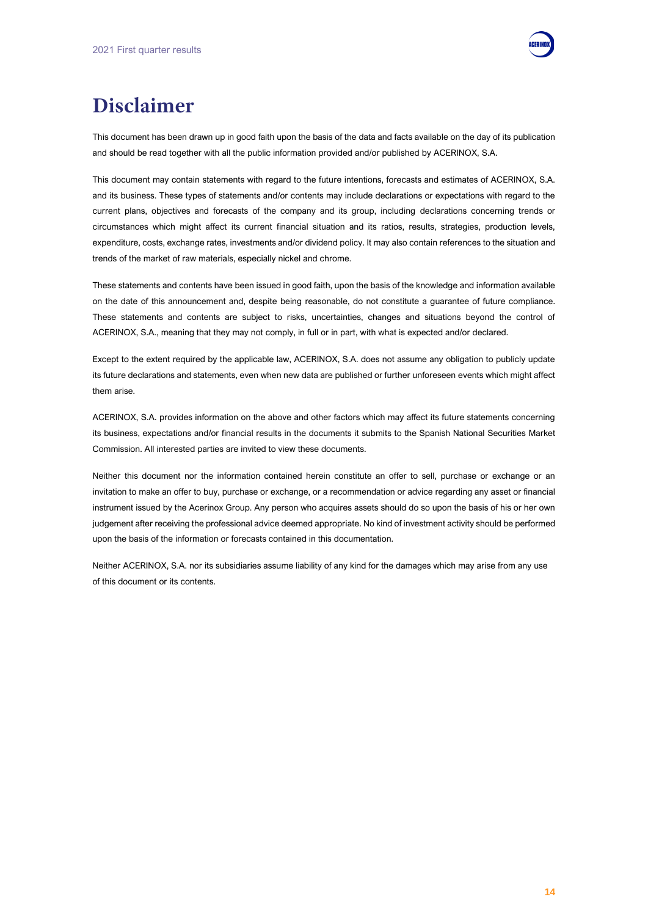# Disclaimer

This document has been drawn up in good faith upon the basis of the data and facts available on the day of its publication and should be read together with all the public information provided and/or published by ACERINOX, S.A.

This document may contain statements with regard to the future intentions, forecasts and estimates of ACERINOX, S.A. and its business. These types of statements and/or contents may include declarations or expectations with regard to the current plans, objectives and forecasts of the company and its group, including declarations concerning trends or circumstances which might affect its current financial situation and its ratios, results, strategies, production levels, expenditure, costs, exchange rates, investments and/or dividend policy. It may also contain references to the situation and trends of the market of raw materials, especially nickel and chrome.

These statements and contents have been issued in good faith, upon the basis of the knowledge and information available on the date of this announcement and, despite being reasonable, do not constitute a guarantee of future compliance. These statements and contents are subject to risks, uncertainties, changes and situations beyond the control of ACERINOX, S.A., meaning that they may not comply, in full or in part, with what is expected and/or declared.

Except to the extent required by the applicable law, ACERINOX, S.A. does not assume any obligation to publicly update its future declarations and statements, even when new data are published or further unforeseen events which might affect them arise.

ACERINOX, S.A. provides information on the above and other factors which may affect its future statements concerning its business, expectations and/or financial results in the documents it submits to the Spanish National Securities Market Commission. All interested parties are invited to view these documents.

Neither this document nor the information contained herein constitute an offer to sell, purchase or exchange or an invitation to make an offer to buy, purchase or exchange, or a recommendation or advice regarding any asset or financial instrument issued by the Acerinox Group. Any person who acquires assets should do so upon the basis of his or her own judgement after receiving the professional advice deemed appropriate. No kind of investment activity should be performed upon the basis of the information or forecasts contained in this documentation.

Neither ACERINOX, S.A. nor its subsidiaries assume liability of any kind for the damages which may arise from any use of this document or its contents.